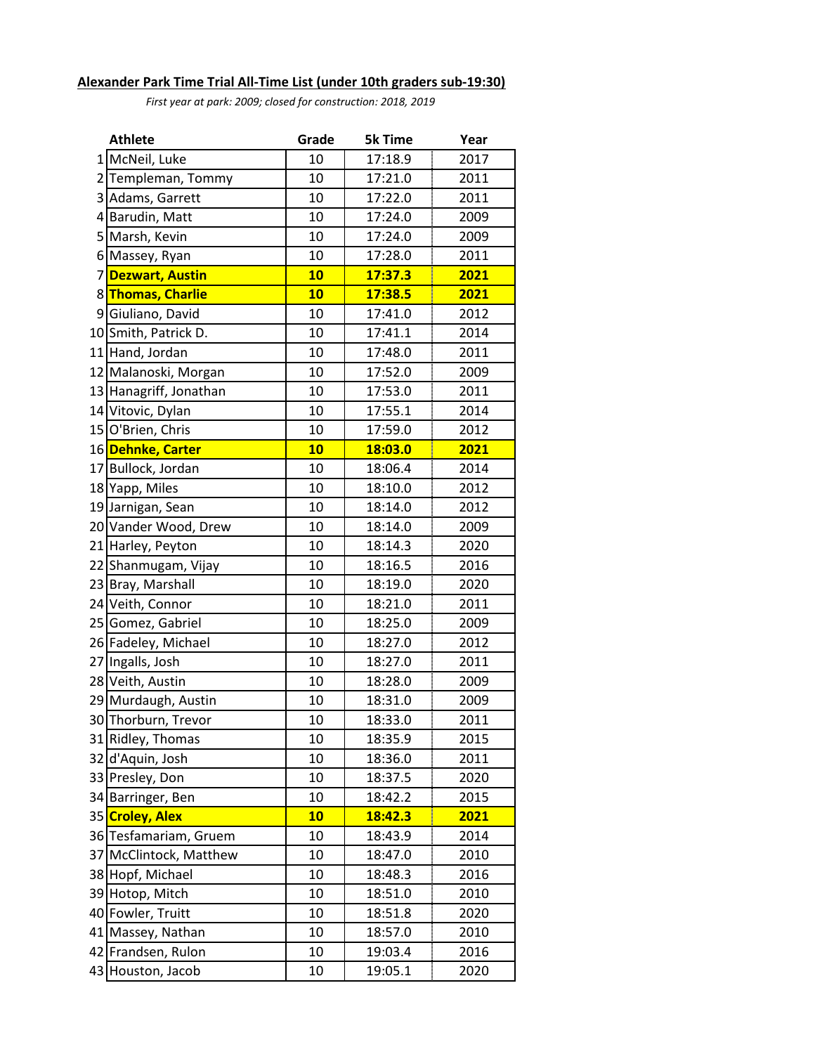**Alexander Park Time Trial All-Time List (under 10th graders sub-19:30)**

*First year at park: 2009; closed for construction: 2018, 2019*

| | Athlete | Grade | 5k Time | Year |
|---|---|---|---|---|
| 1 | McNeil, Luke | 10 | 17:18.9 | 2017 |
| 2 | Templeman, Tommy | 10 | 17:21.0 | 2011 |
| 3 | Adams, Garrett | 10 | 17:22.0 | 2011 |
| 4 | Barudin, Matt | 10 | 17:24.0 | 2009 |
| 5 | Marsh, Kevin | 10 | 17:24.0 | 2009 |
| 6 | Massey, Ryan | 10 | 17:28.0 | 2011 |
| 7 | **Dezwart, Austin** | **10** | **17:37.3** | **2021** |
| 8 | **Thomas, Charlie** | **10** | **17:38.5** | **2021** |
| 9 | Giuliano, David | 10 | 17:41.0 | 2012 |
| 10 | Smith, Patrick D. | 10 | 17:41.1 | 2014 |
| 11 | Hand, Jordan | 10 | 17:48.0 | 2011 |
| 12 | Malanoski, Morgan | 10 | 17:52.0 | 2009 |
| 13 | Hanagriff, Jonathan | 10 | 17:53.0 | 2011 |
| 14 | Vitovic, Dylan | 10 | 17:55.1 | 2014 |
| 15 | O'Brien, Chris | 10 | 17:59.0 | 2012 |
| 16 | **Dehnke, Carter** | **10** | **18:03.0** | **2021** |
| 17 | Bullock, Jordan | 10 | 18:06.4 | 2014 |
| 18 | Yapp, Miles | 10 | 18:10.0 | 2012 |
| 19 | Jarnigan, Sean | 10 | 18:14.0 | 2012 |
| 20 | Vander Wood, Drew | 10 | 18:14.0 | 2009 |
| 21 | Harley, Peyton | 10 | 18:14.3 | 2020 |
| 22 | Shanmugam, Vijay | 10 | 18:16.5 | 2016 |
| 23 | Bray, Marshall | 10 | 18:19.0 | 2020 |
| 24 | Veith, Connor | 10 | 18:21.0 | 2011 |
| 25 | Gomez, Gabriel | 10 | 18:25.0 | 2009 |
| 26 | Fadeley, Michael | 10 | 18:27.0 | 2012 |
| 27 | Ingalls, Josh | 10 | 18:27.0 | 2011 |
| 28 | Veith, Austin | 10 | 18:28.0 | 2009 |
| 29 | Murdaugh, Austin | 10 | 18:31.0 | 2009 |
| 30 | Thorburn, Trevor | 10 | 18:33.0 | 2011 |
| 31 | Ridley, Thomas | 10 | 18:35.9 | 2015 |
| 32 | d'Aquin, Josh | 10 | 18:36.0 | 2011 |
| 33 | Presley, Don | 10 | 18:37.5 | 2020 |
| 34 | Barringer, Ben | 10 | 18:42.2 | 2015 |
| 35 | **Croley, Alex** | **10** | **18:42.3** | **2021** |
| 36 | Tesfamariam, Gruem | 10 | 18:43.9 | 2014 |
| 37 | McClintock, Matthew | 10 | 18:47.0 | 2010 |
| 38 | Hopf, Michael | 10 | 18:48.3 | 2016 |
| 39 | Hotop, Mitch | 10 | 18:51.0 | 2010 |
| 40 | Fowler, Truitt | 10 | 18:51.8 | 2020 |
| 41 | Massey, Nathan | 10 | 18:57.0 | 2010 |
| 42 | Frandsen, Rulon | 10 | 19:03.4 | 2016 |
| 43 | Houston, Jacob | 10 | 19:05.1 | 2020 |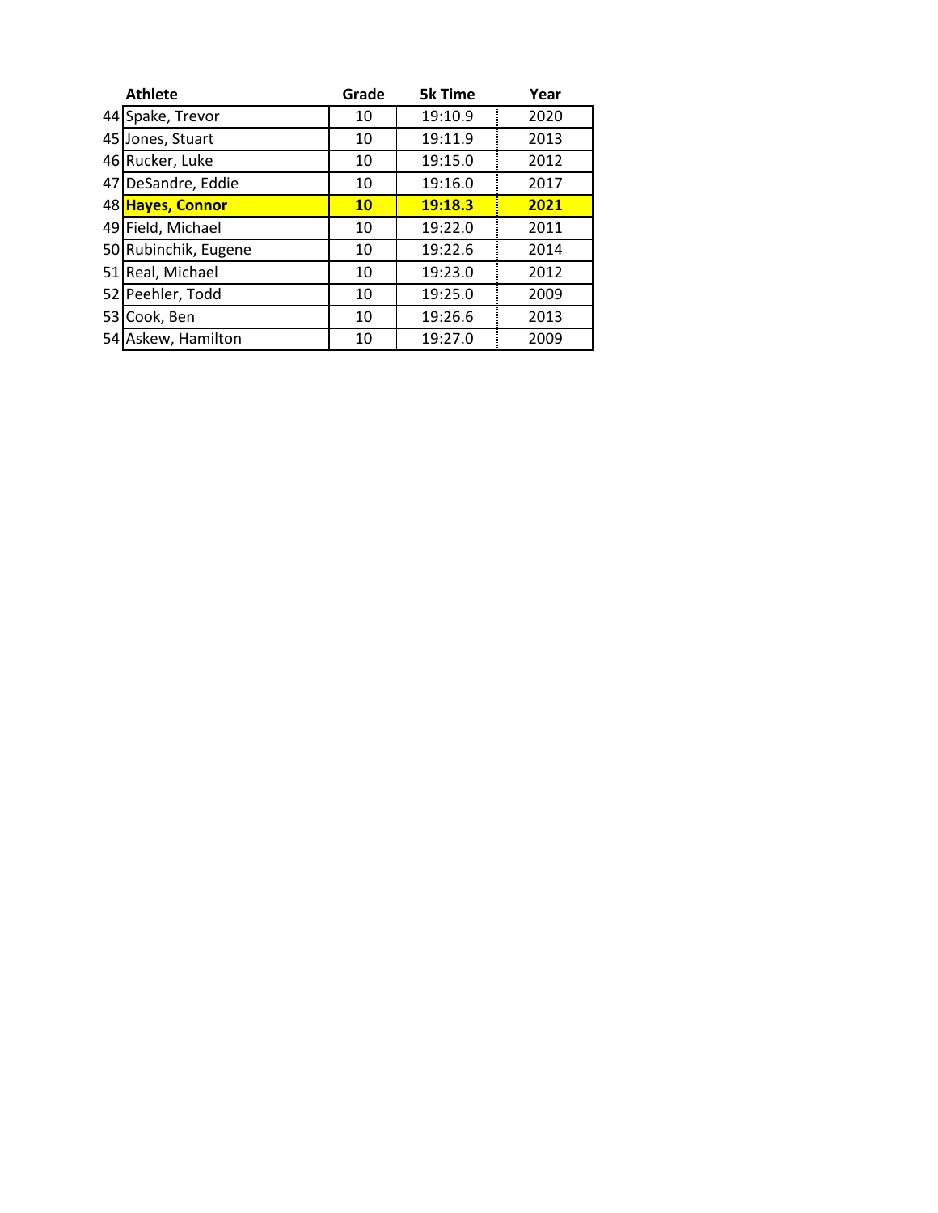| | Athlete | Grade | 5k Time | Year |
| --- | --- | --- | --- | --- |
| 44 | Spake, Trevor | 10 | 19:10.9 | 2020 |
| 45 | Jones, Stuart | 10 | 19:11.9 | 2013 |
| 46 | Rucker, Luke | 10 | 19:15.0 | 2012 |
| 47 | DeSandre, Eddie | 10 | 19:16.0 | 2017 |
| 48 | **Hayes, Connor** | **10** | **19:18.3** | **2021** |
| 49 | Field, Michael | 10 | 19:22.0 | 2011 |
| 50 | Rubinchik, Eugene | 10 | 19:22.6 | 2014 |
| 51 | Real, Michael | 10 | 19:23.0 | 2012 |
| 52 | Peehler, Todd | 10 | 19:25.0 | 2009 |
| 53 | Cook, Ben | 10 | 19:26.6 | 2013 |
| 54 | Askew, Hamilton | 10 | 19:27.0 | 2009 |